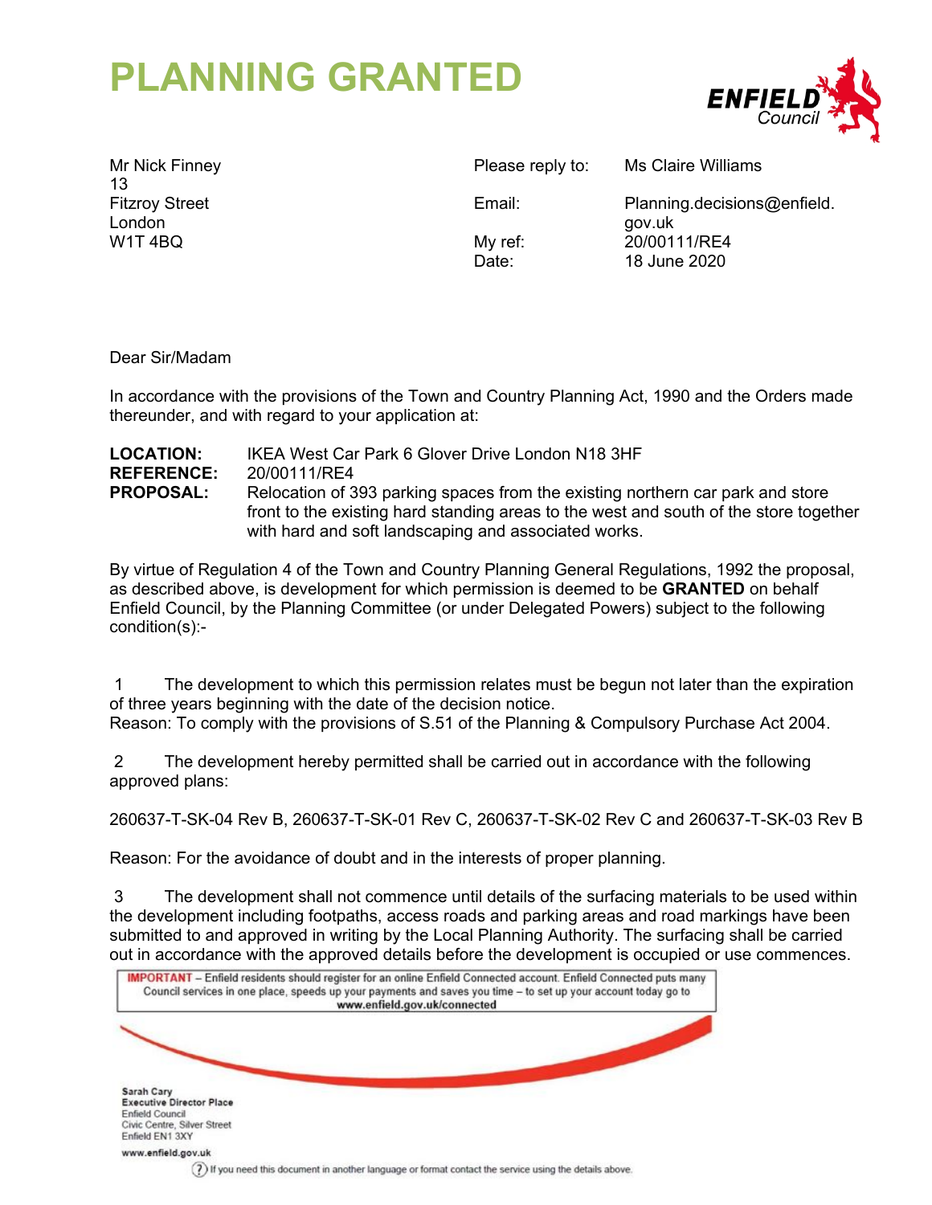# PLANNING GRANTED

ENFIELD Council

Mr Nick Finney
13
Fitzroy Street
London
W1T 4BQ

Please reply to: Ms Claire Williams
Email: Planning.decisions@enfield.gov.uk
My ref: 20/00111/RE4
Date: 18 June 2020

Dear Sir/Madam

In accordance with the provisions of the Town and Country Planning Act, 1990 and the Orders made thereunder, and with regard to your application at:

**LOCATION:** IKEA West Car Park 6 Glover Drive London N18 3HF
**REFERENCE:** 20/00111/RE4
**PROPOSAL:** Relocation of 393 parking spaces from the existing northern car park and store front to the existing hard standing areas to the west and south of the store together with hard and soft landscaping and associated works.

By virtue of Regulation 4 of the Town and Country Planning General Regulations, 1992 the proposal, as described above, is development for which permission is deemed to be **GRANTED** on behalf Enfield Council, by the Planning Committee (or under Delegated Powers) subject to the following condition(s):-

1 The development to which this permission relates must be begun not later than the expiration of three years beginning with the date of the decision notice.
Reason: To comply with the provisions of S.51 of the Planning & Compulsory Purchase Act 2004.

2 The development hereby permitted shall be carried out in accordance with the following approved plans:

260637-T-SK-04 Rev B, 260637-T-SK-01 Rev C, 260637-T-SK-02 Rev C and 260637-T-SK-03 Rev B

Reason: For the avoidance of doubt and in the interests of proper planning.

3 The development shall not commence until details of the surfacing materials to be used within the development including footpaths, access roads and parking areas and road markings have been submitted to and approved in writing by the Local Planning Authority. The surfacing shall be carried out in accordance with the approved details before the development is occupied or use commences.

**IMPORTANT** – Enfield residents should register for an online Enfield Connected account. Enfield Connected puts many Council services in one place, speeds up your payments and saves you time – to set up your account today go to **www.enfield.gov.uk/connected**

**Sarah Cary**
**Executive Director Place**
Enfield Council
Civic Centre, Silver Street
Enfield EN1 3XY

**www.enfield.gov.uk**

If you need this document in another language or format contact the service using the details above.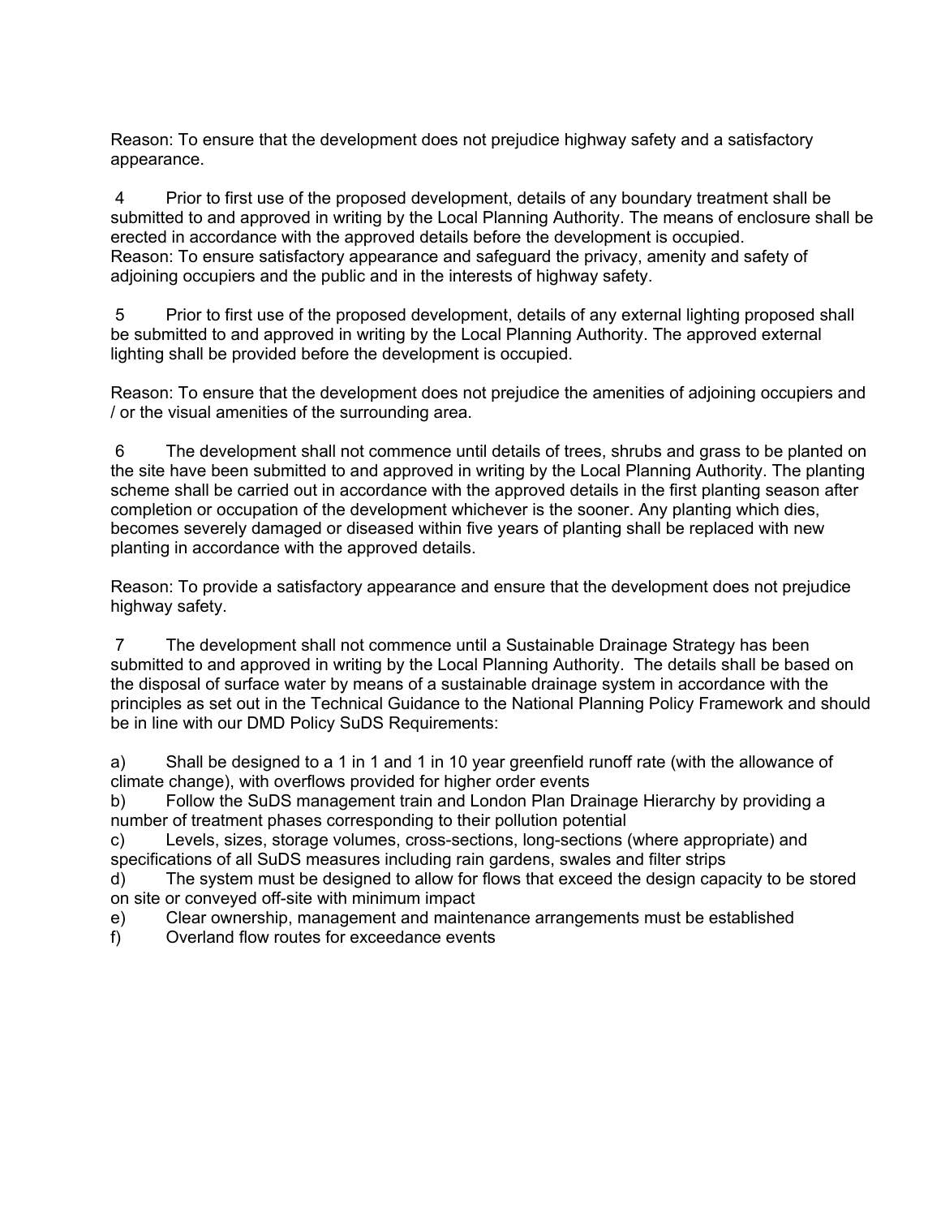Reason: To ensure that the development does not prejudice highway safety and a satisfactory appearance.

4 Prior to first use of the proposed development, details of any boundary treatment shall be submitted to and approved in writing by the Local Planning Authority. The means of enclosure shall be erected in accordance with the approved details before the development is occupied.
Reason: To ensure satisfactory appearance and safeguard the privacy, amenity and safety of adjoining occupiers and the public and in the interests of highway safety.

5 Prior to first use of the proposed development, details of any external lighting proposed shall be submitted to and approved in writing by the Local Planning Authority. The approved external lighting shall be provided before the development is occupied.

Reason: To ensure that the development does not prejudice the amenities of adjoining occupiers and / or the visual amenities of the surrounding area.

6 The development shall not commence until details of trees, shrubs and grass to be planted on the site have been submitted to and approved in writing by the Local Planning Authority. The planting scheme shall be carried out in accordance with the approved details in the first planting season after completion or occupation of the development whichever is the sooner. Any planting which dies, becomes severely damaged or diseased within five years of planting shall be replaced with new planting in accordance with the approved details.

Reason: To provide a satisfactory appearance and ensure that the development does not prejudice highway safety.

7 The development shall not commence until a Sustainable Drainage Strategy has been submitted to and approved in writing by the Local Planning Authority. The details shall be based on the disposal of surface water by means of a sustainable drainage system in accordance with the principles as set out in the Technical Guidance to the National Planning Policy Framework and should be in line with our DMD Policy SuDS Requirements:

a) Shall be designed to a 1 in 1 and 1 in 10 year greenfield runoff rate (with the allowance of climate change), with overflows provided for higher order events
b) Follow the SuDS management train and London Plan Drainage Hierarchy by providing a number of treatment phases corresponding to their pollution potential
c) Levels, sizes, storage volumes, cross-sections, long-sections (where appropriate) and specifications of all SuDS measures including rain gardens, swales and filter strips
d) The system must be designed to allow for flows that exceed the design capacity to be stored on site or conveyed off-site with minimum impact
e) Clear ownership, management and maintenance arrangements must be established
f) Overland flow routes for exceedance events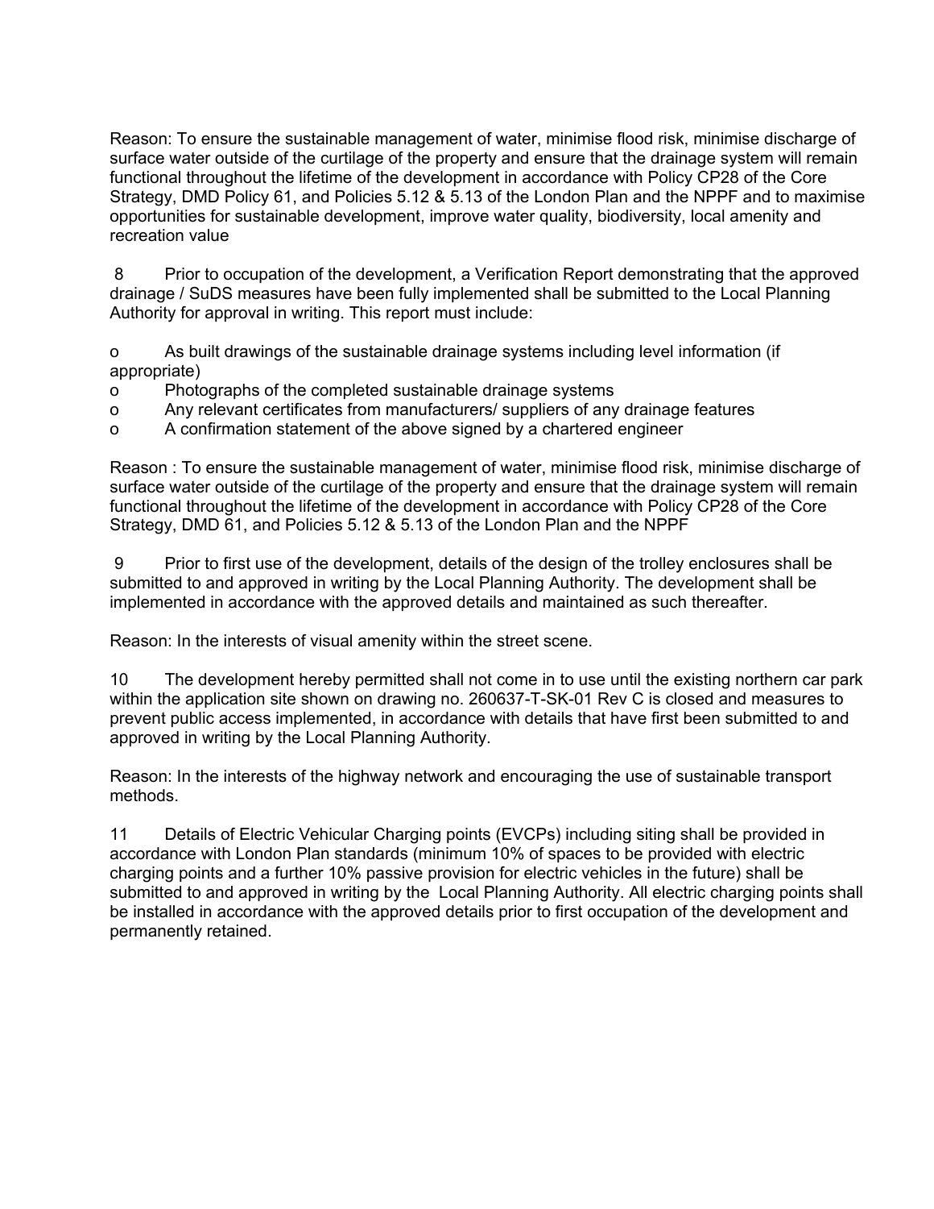Reason: To ensure the sustainable management of water, minimise flood risk, minimise discharge of surface water outside of the curtilage of the property and ensure that the drainage system will remain functional throughout the lifetime of the development in accordance with Policy CP28 of the Core Strategy, DMD Policy 61, and Policies 5.12 & 5.13 of the London Plan and the NPPF and to maximise opportunities for sustainable development, improve water quality, biodiversity, local amenity and recreation value

8 Prior to occupation of the development, a Verification Report demonstrating that the approved drainage / SuDS measures have been fully implemented shall be submitted to the Local Planning Authority for approval in writing. This report must include:

- As built drawings of the sustainable drainage systems including level information (if appropriate)
- Photographs of the completed sustainable drainage systems
- Any relevant certificates from manufacturers/ suppliers of any drainage features
- A confirmation statement of the above signed by a chartered engineer

Reason : To ensure the sustainable management of water, minimise flood risk, minimise discharge of surface water outside of the curtilage of the property and ensure that the drainage system will remain functional throughout the lifetime of the development in accordance with Policy CP28 of the Core Strategy, DMD 61, and Policies 5.12 & 5.13 of the London Plan and the NPPF

9 Prior to first use of the development, details of the design of the trolley enclosures shall be submitted to and approved in writing by the Local Planning Authority. The development shall be implemented in accordance with the approved details and maintained as such thereafter.

Reason: In the interests of visual amenity within the street scene.

10 The development hereby permitted shall not come in to use until the existing northern car park within the application site shown on drawing no. 260637-T-SK-01 Rev C is closed and measures to prevent public access implemented, in accordance with details that have first been submitted to and approved in writing by the Local Planning Authority.

Reason: In the interests of the highway network and encouraging the use of sustainable transport methods.

11 Details of Electric Vehicular Charging points (EVCPs) including siting shall be provided in accordance with London Plan standards (minimum 10% of spaces to be provided with electric charging points and a further 10% passive provision for electric vehicles in the future) shall be submitted to and approved in writing by the Local Planning Authority. All electric charging points shall be installed in accordance with the approved details prior to first occupation of the development and permanently retained.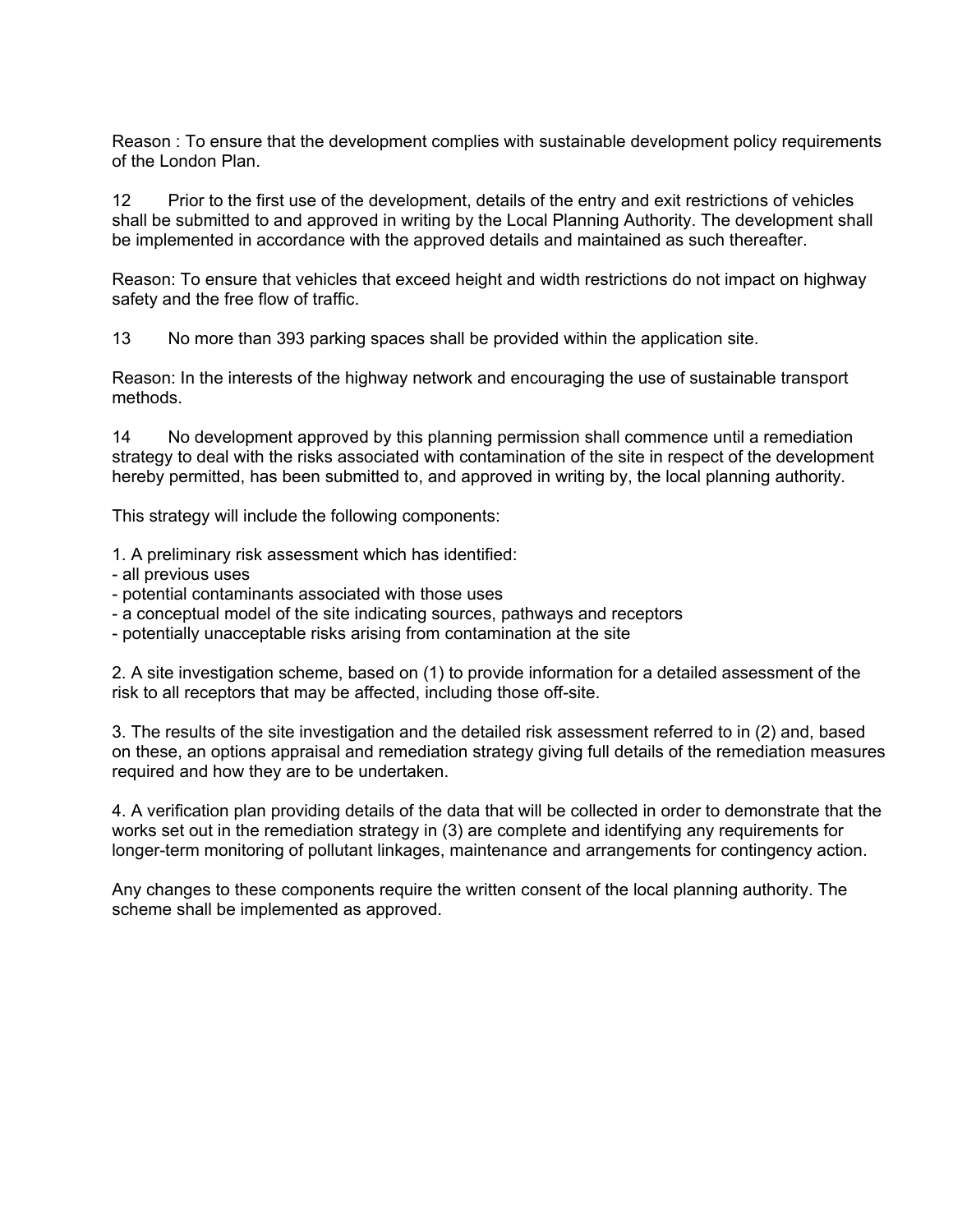Reason : To ensure that the development complies with sustainable development policy requirements of the London Plan.

12 Prior to the first use of the development, details of the entry and exit restrictions of vehicles shall be submitted to and approved in writing by the Local Planning Authority. The development shall be implemented in accordance with the approved details and maintained as such thereafter.

Reason: To ensure that vehicles that exceed height and width restrictions do not impact on highway safety and the free flow of traffic.

13 No more than 393 parking spaces shall be provided within the application site.

Reason: In the interests of the highway network and encouraging the use of sustainable transport methods.

14 No development approved by this planning permission shall commence until a remediation strategy to deal with the risks associated with contamination of the site in respect of the development hereby permitted, has been submitted to, and approved in writing by, the local planning authority.

This strategy will include the following components:

1. A preliminary risk assessment which has identified:
- all previous uses
- potential contaminants associated with those uses
- a conceptual model of the site indicating sources, pathways and receptors
- potentially unacceptable risks arising from contamination at the site

2. A site investigation scheme, based on (1) to provide information for a detailed assessment of the risk to all receptors that may be affected, including those off-site.

3. The results of the site investigation and the detailed risk assessment referred to in (2) and, based on these, an options appraisal and remediation strategy giving full details of the remediation measures required and how they are to be undertaken.

4. A verification plan providing details of the data that will be collected in order to demonstrate that the works set out in the remediation strategy in (3) are complete and identifying any requirements for longer-term monitoring of pollutant linkages, maintenance and arrangements for contingency action.

Any changes to these components require the written consent of the local planning authority. The scheme shall be implemented as approved.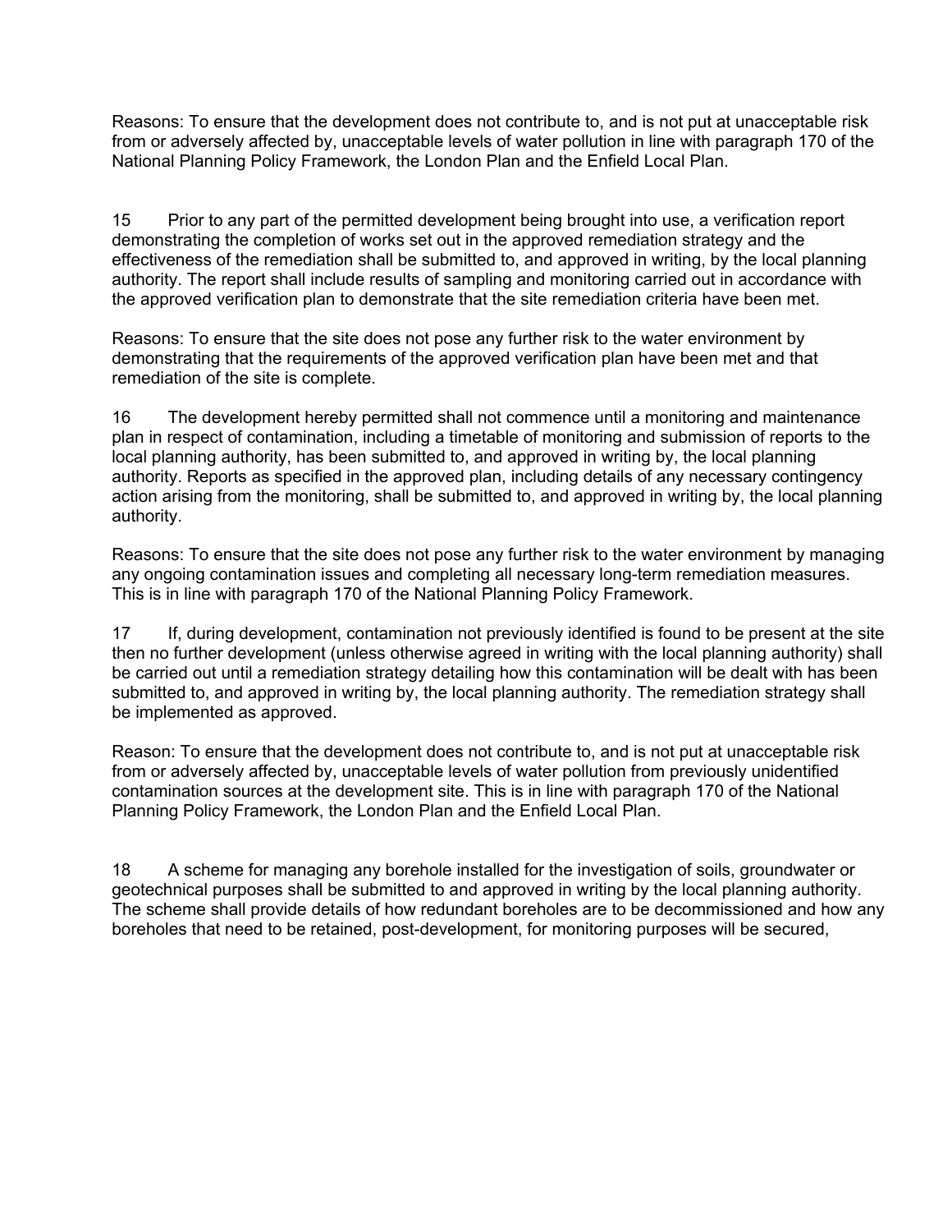Reasons: To ensure that the development does not contribute to, and is not put at unacceptable risk from or adversely affected by, unacceptable levels of water pollution in line with paragraph 170 of the National Planning Policy Framework, the London Plan and the Enfield Local Plan.

15 Prior to any part of the permitted development being brought into use, a verification report demonstrating the completion of works set out in the approved remediation strategy and the effectiveness of the remediation shall be submitted to, and approved in writing, by the local planning authority. The report shall include results of sampling and monitoring carried out in accordance with the approved verification plan to demonstrate that the site remediation criteria have been met.

Reasons: To ensure that the site does not pose any further risk to the water environment by demonstrating that the requirements of the approved verification plan have been met and that remediation of the site is complete.

16 The development hereby permitted shall not commence until a monitoring and maintenance plan in respect of contamination, including a timetable of monitoring and submission of reports to the local planning authority, has been submitted to, and approved in writing by, the local planning authority. Reports as specified in the approved plan, including details of any necessary contingency action arising from the monitoring, shall be submitted to, and approved in writing by, the local planning authority.

Reasons: To ensure that the site does not pose any further risk to the water environment by managing any ongoing contamination issues and completing all necessary long-term remediation measures. This is in line with paragraph 170 of the National Planning Policy Framework.

17 If, during development, contamination not previously identified is found to be present at the site then no further development (unless otherwise agreed in writing with the local planning authority) shall be carried out until a remediation strategy detailing how this contamination will be dealt with has been submitted to, and approved in writing by, the local planning authority. The remediation strategy shall be implemented as approved.

Reason: To ensure that the development does not contribute to, and is not put at unacceptable risk from or adversely affected by, unacceptable levels of water pollution from previously unidentified contamination sources at the development site. This is in line with paragraph 170 of the National Planning Policy Framework, the London Plan and the Enfield Local Plan.

18 A scheme for managing any borehole installed for the investigation of soils, groundwater or geotechnical purposes shall be submitted to and approved in writing by the local planning authority. The scheme shall provide details of how redundant boreholes are to be decommissioned and how any boreholes that need to be retained, post-development, for monitoring purposes will be secured,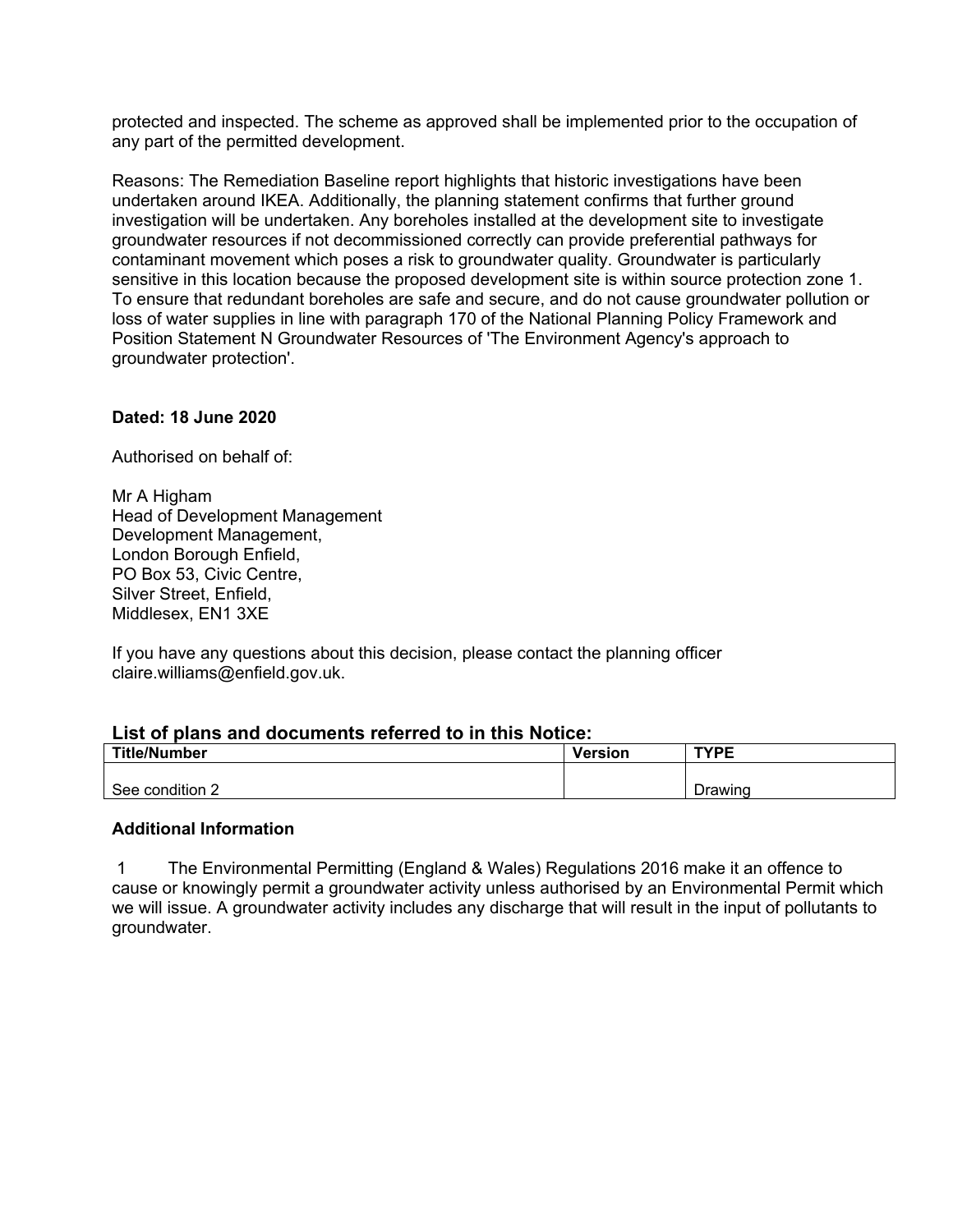protected and inspected. The scheme as approved shall be implemented prior to the occupation of any part of the permitted development.

Reasons: The Remediation Baseline report highlights that historic investigations have been undertaken around IKEA. Additionally, the planning statement confirms that further ground investigation will be undertaken. Any boreholes installed at the development site to investigate groundwater resources if not decommissioned correctly can provide preferential pathways for contaminant movement which poses a risk to groundwater quality. Groundwater is particularly sensitive in this location because the proposed development site is within source protection zone 1. To ensure that redundant boreholes are safe and secure, and do not cause groundwater pollution or loss of water supplies in line with paragraph 170 of the National Planning Policy Framework and Position Statement N Groundwater Resources of 'The Environment Agency's approach to groundwater protection'.

**Dated: 18 June 2020**

Authorised on behalf of:

Mr A Higham
Head of Development Management
Development Management,
London Borough Enfield,
PO Box 53, Civic Centre,
Silver Street, Enfield,
Middlesex, EN1 3XE

If you have any questions about this decision, please contact the planning officer claire.williams@enfield.gov.uk.

## List of plans and documents referred to in this Notice:

| Title/Number | Version | TYPE |
| --- | --- | --- |
| See condition 2 | | Drawing |

**Additional Information**

1 The Environmental Permitting (England & Wales) Regulations 2016 make it an offence to cause or knowingly permit a groundwater activity unless authorised by an Environmental Permit which we will issue. A groundwater activity includes any discharge that will result in the input of pollutants to groundwater.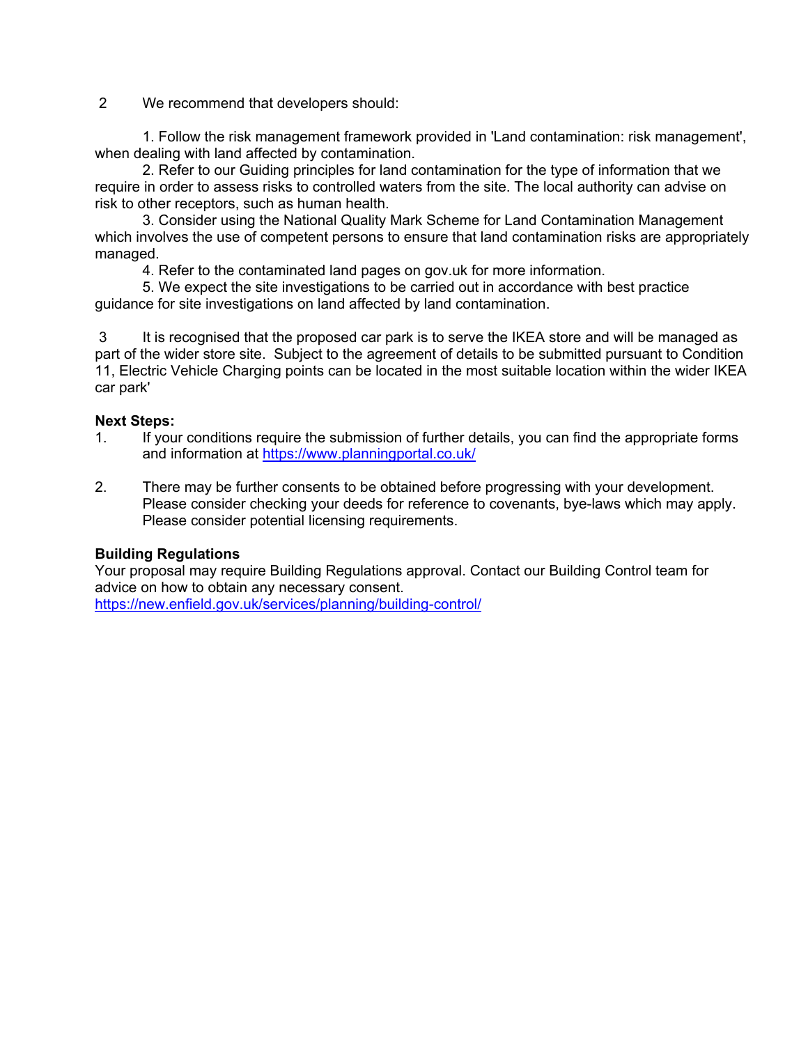2 We recommend that developers should:

1. Follow the risk management framework provided in 'Land contamination: risk management', when dealing with land affected by contamination.
2. Refer to our Guiding principles for land contamination for the type of information that we require in order to assess risks to controlled waters from the site. The local authority can advise on risk to other receptors, such as human health.
3. Consider using the National Quality Mark Scheme for Land Contamination Management which involves the use of competent persons to ensure that land contamination risks are appropriately managed.
4. Refer to the contaminated land pages on gov.uk for more information.
5. We expect the site investigations to be carried out in accordance with best practice guidance for site investigations on land affected by land contamination.

3 It is recognised that the proposed car park is to serve the IKEA store and will be managed as part of the wider store site. Subject to the agreement of details to be submitted pursuant to Condition 11, Electric Vehicle Charging points can be located in the most suitable location within the wider IKEA car park'

**Next Steps:**

1. If your conditions require the submission of further details, you can find the appropriate forms and information at [https://www.planningportal.co.uk/](https://www.planningportal.co.uk/)

2. There may be further consents to be obtained before progressing with your development. Please consider checking your deeds for reference to covenants, bye-laws which may apply. Please consider potential licensing requirements.

**Building Regulations**

Your proposal may require Building Regulations approval. Contact our Building Control team for advice on how to obtain any necessary consent.
[https://new.enfield.gov.uk/services/planning/building-control/](https://new.enfield.gov.uk/services/planning/building-control/)